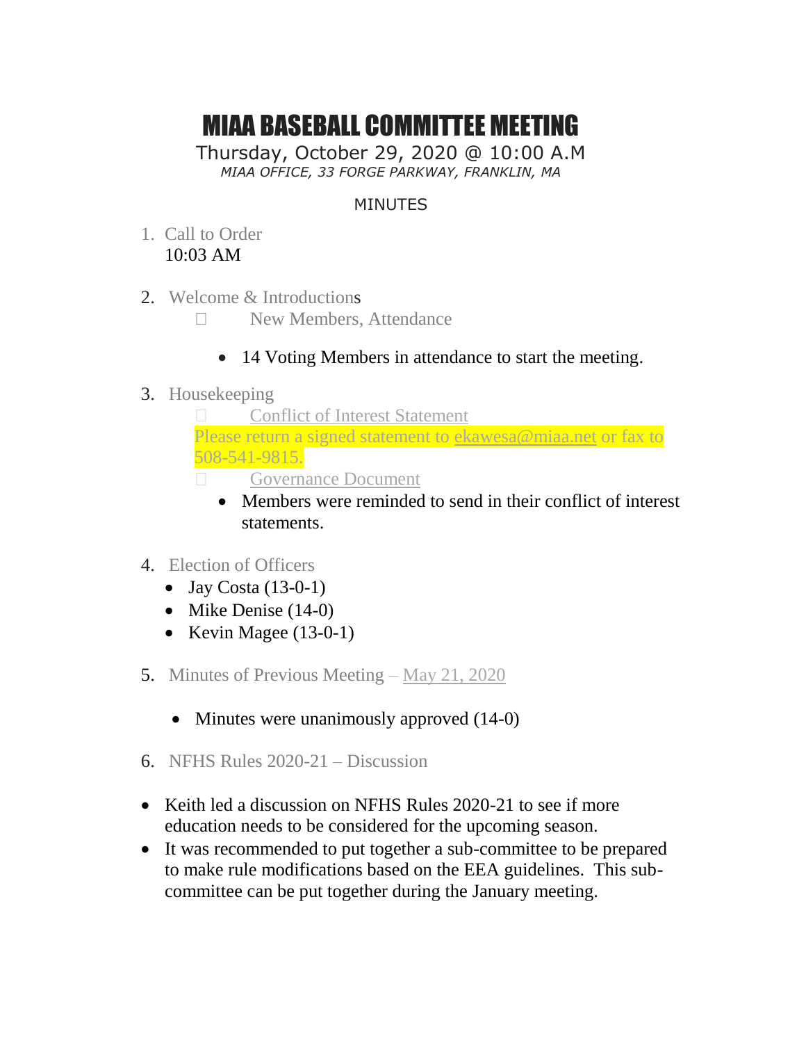# MIAA BASEBALL COMMITTEE MEETING

Thursday, October 29, 2020 @ 10:00 A.M

*MIAA OFFICE, 33 FORGE PARKWAY, FRANKLIN, MA*

MINUTES

1. Call to Order
   10:03 AM

2. Welcome & Introductions
   - New Members, Attendance
     - 14 Voting Members in attendance to start the meeting.

3. Housekeeping
   - Conflict of Interest Statement
     Please return a signed statement to ekawesa@miaa.net or fax to 508-541-9815.
   - Governance Document
     - Members were reminded to send in their conflict of interest statements.

4. Election of Officers
   - Jay Costa (13-0-1)
   - Mike Denise (14-0)
   - Kevin Magee (13-0-1)

5. Minutes of Previous Meeting – May 21, 2020
   - Minutes were unanimously approved (14-0)

6. NFHS Rules 2020-21 – Discussion

- Keith led a discussion on NFHS Rules 2020-21 to see if more education needs to be considered for the upcoming season.
- It was recommended to put together a sub-committee to be prepared to make rule modifications based on the EEA guidelines. This sub-committee can be put together during the January meeting.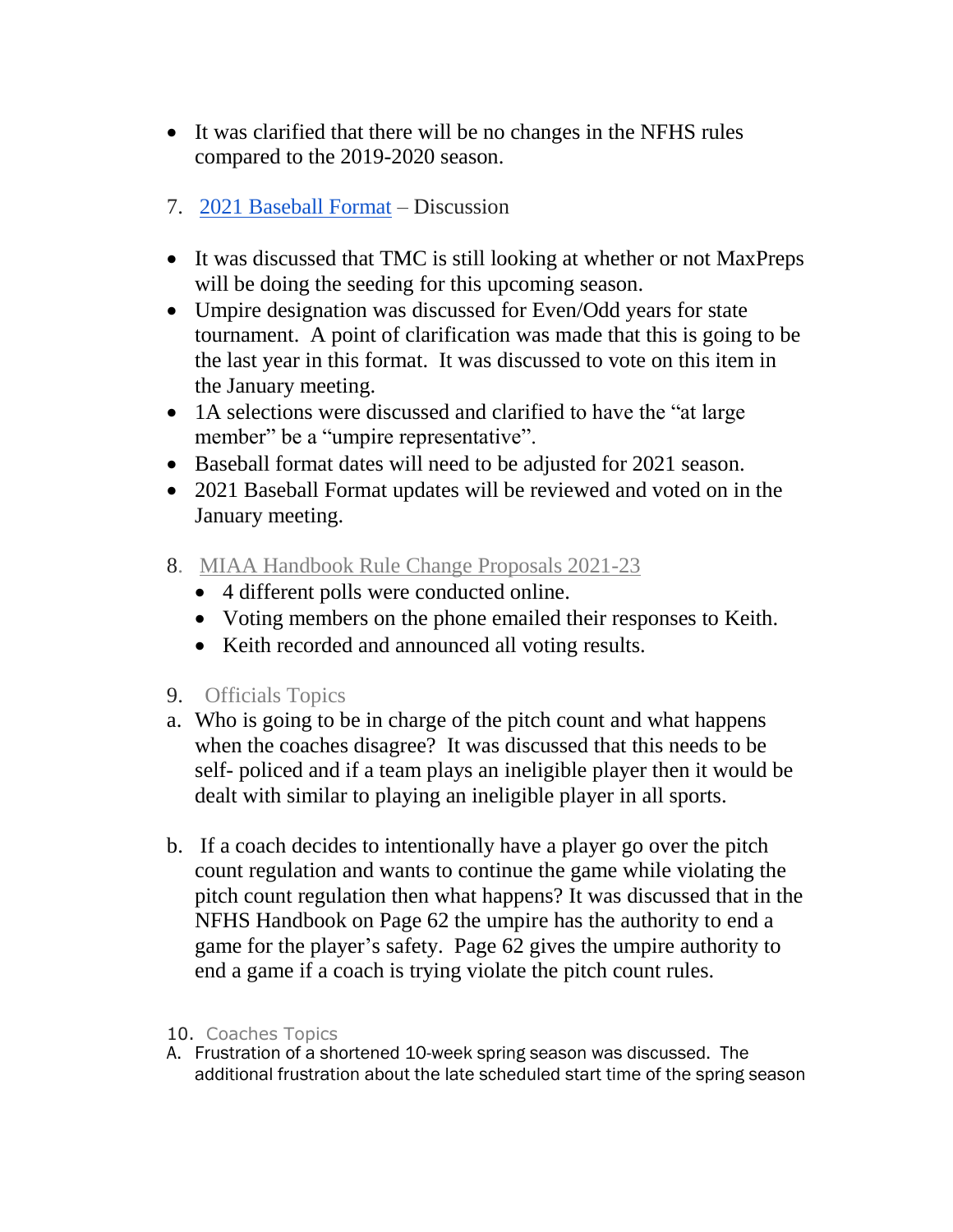- It was clarified that there will be no changes in the NFHS rules compared to the 2019-2020 season.

7. [2021 Baseball Format](#) – Discussion

- It was discussed that TMC is still looking at whether or not MaxPreps will be doing the seeding for this upcoming season.
- Umpire designation was discussed for Even/Odd years for state tournament. A point of clarification was made that this is going to be the last year in this format. It was discussed to vote on this item in the January meeting.
- 1A selections were discussed and clarified to have the "at large member" be a "umpire representative".
- Baseball format dates will need to be adjusted for 2021 season.
- 2021 Baseball Format updates will be reviewed and voted on in the January meeting.

8. MIAA Handbook Rule Change Proposals 2021-23
   - 4 different polls were conducted online.
   - Voting members on the phone emailed their responses to Keith.
   - Keith recorded and announced all voting results.

9. Officials Topics

a. Who is going to be in charge of the pitch count and what happens when the coaches disagree? It was discussed that this needs to be self- policed and if a team plays an ineligible player then it would be dealt with similar to playing an ineligible player in all sports.

b. If a coach decides to intentionally have a player go over the pitch count regulation and wants to continue the game while violating the pitch count regulation then what happens? It was discussed that in the NFHS Handbook on Page 62 the umpire has the authority to end a game for the player's safety. Page 62 gives the umpire authority to end a game if a coach is trying violate the pitch count rules.

10. Coaches Topics

A. Frustration of a shortened 10-week spring season was discussed. The additional frustration about the late scheduled start time of the spring season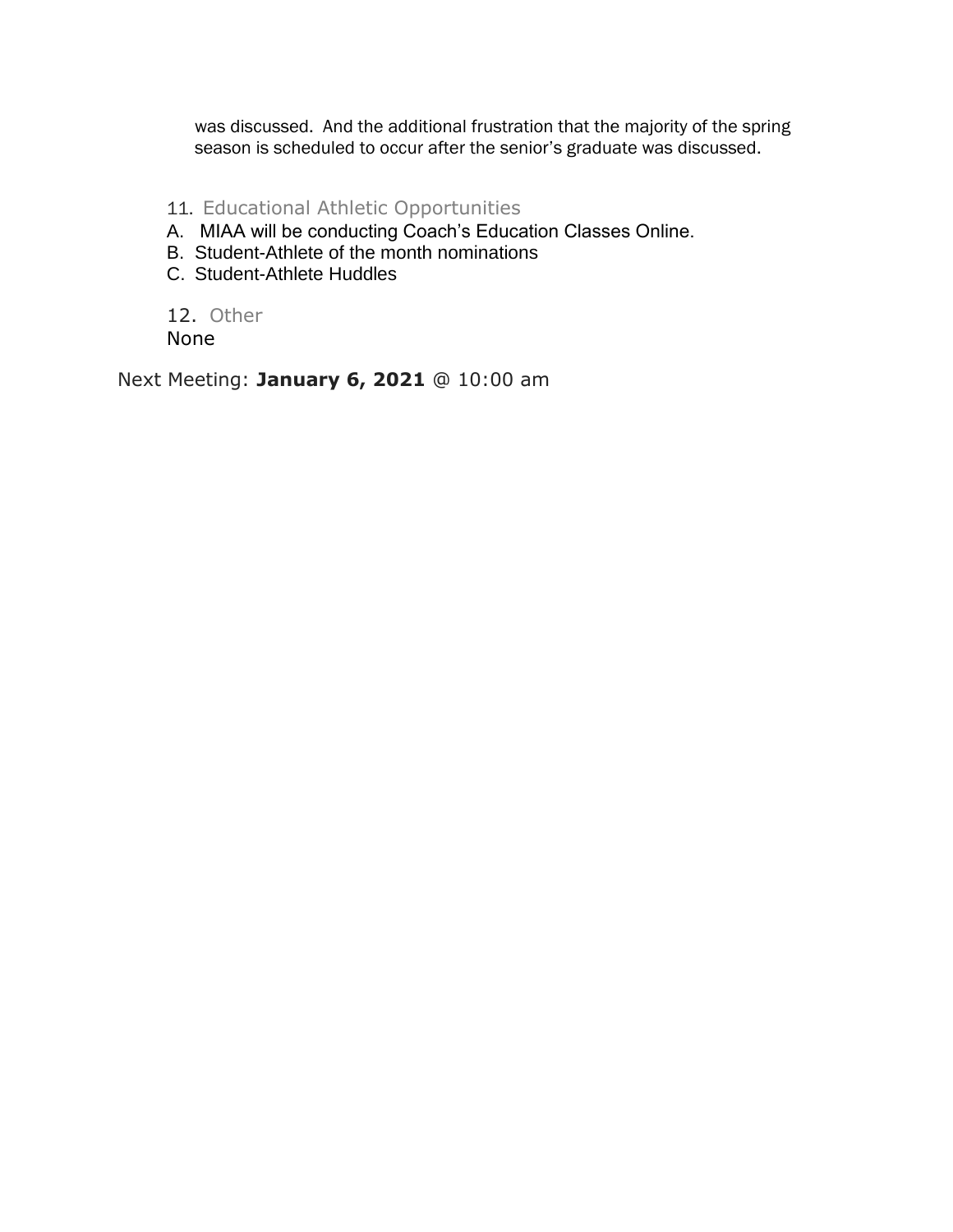was discussed. And the additional frustration that the majority of the spring season is scheduled to occur after the senior's graduate was discussed.

11. Educational Athletic Opportunities

A. MIAA will be conducting Coach's Education Classes Online.
B. Student-Athlete of the month nominations
C. Student-Athlete Huddles

12. Other

None

Next Meeting: **January 6, 2021** @ 10:00 am